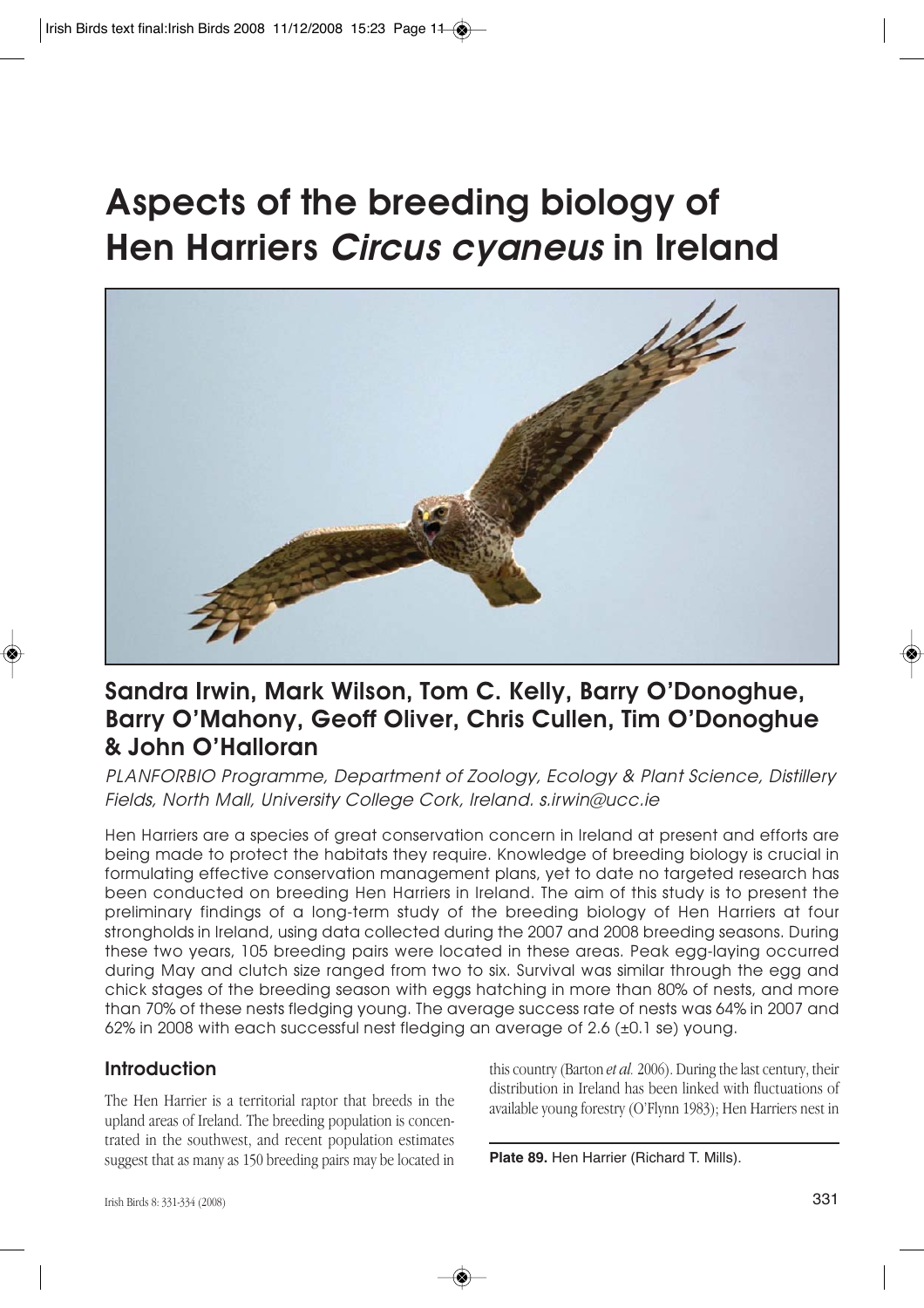# Aspects of the breeding biology of Hen Harriers *Circus cyaneus* in Ireland

Plate 89. Hen Harrier (Richard T. Mills).

## Sandra Irwin, Mark Wilson, Tom C. Kelly, Barry O'Donoghue, Barry O'Mahony, Geoff Oliver, Chris Cullen, Tim O'Donoghue & John O'Halloran

*PLANFORBIO Programme, Department of Zoology, Ecology & Plant Science, Distillery Fields, North Mall, University College Cork, Ireland. s.irwin@ucc.ie*

Hen Harriers are a species of great conservation concern in Ireland at present and efforts are being made to protect the habitats they require. Knowledge of breeding biology is crucial in formulating effective conservation management plans, yet to date no targeted research has been conducted on breeding Hen Harriers in Ireland. The aim of this study is to present the preliminary findings of a long-term study of the breeding biology of Hen Harriers at four strongholds in Ireland, using data collected during the 2007 and 2008 breeding seasons. During these two years, 105 breeding pairs were located in these areas. Peak egg-laying occurred during May and clutch size ranged from two to six. Survival was similar through the egg and chick stages of the breeding season with eggs hatching in more than 80% of nests, and more than 70% of these nests fledging young. The average success rate of nests was 64% in 2007 and 62% in 2008 with each successful nest fledging an average of 2.6 (±0.1 se) young.

### Introduction

The Hen Harrier is a territorial raptor that breeds in the upland areas of Ireland. The breeding population is concentrated in the southwest, and recent population estimates suggest that as many as 150 breeding pairs may be located in this country (Barton *et al.* 2006). During the last century, their distribution in Ireland has been linked with fluctuations of available young forestry (O'Flynn 1983); Hen Harriers nest in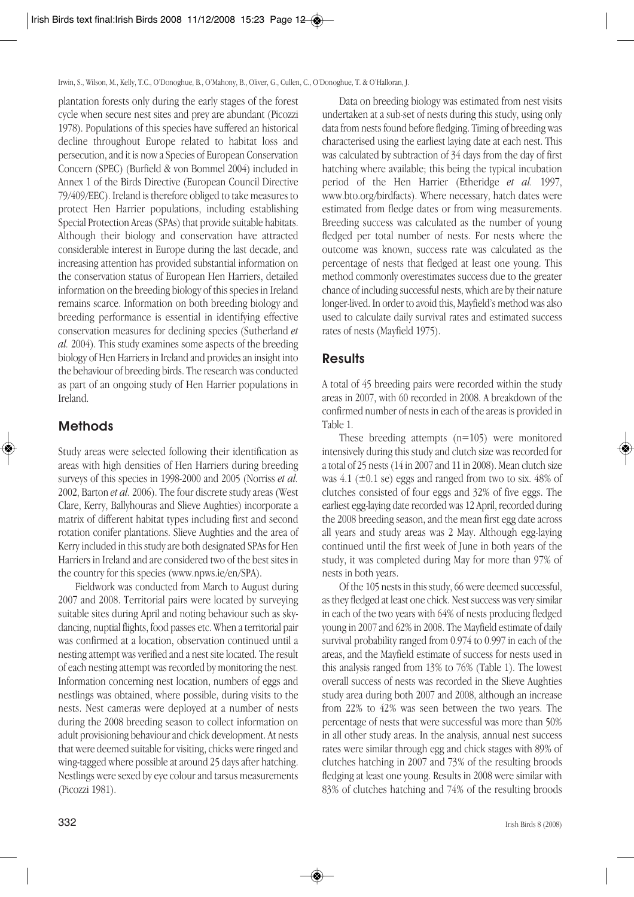plantation forests only during the early stages of the forest cycle when secure nest sites and prey are abundant (Picozzi 1978). Populations of this species have suffered an historical decline throughout Europe related to habitat loss and persecution, and it is now a Species of European Conservation Concern (SPEC) (Burfield & von Bommel 2004) included in Annex 1 of the Birds Directive (European Council Directive 79/409/EEC). Ireland is therefore obliged to take measures to protect Hen Harrier populations, including establishing Special Protection Areas (SPAs) that provide suitable habitats. Although their biology and conservation have attracted considerable interest in Europe during the last decade, and increasing attention has provided substantial information on the conservation status of European Hen Harriers, detailed information on the breeding biology of this species in Ireland remains scarce. Information on both breeding biology and breeding performance is essential in identifying effective conservation measures for declining species (Sutherland *et al.* 2004). This study examines some aspects of the breeding biology of Hen Harriers in Ireland and provides an insight into the behaviour of breeding birds. The research was conducted as part of an ongoing study of Hen Harrier populations in Ireland.

## Methods

Study areas were selected following their identification as areas with high densities of Hen Harriers during breeding surveys of this species in 1998-2000 and 2005 (Norriss *et al.* 2002, Barton *et al.* 2006). The four discrete study areas (West Clare, Kerry, Ballyhouras and Slieve Aughties) incorporate a matrix of different habitat types including first and second rotation conifer plantations. Slieve Aughties and the area of Kerry included in this study are both designated SPAs for Hen Harriers in Ireland and are considered two of the best sites in the country for this species (www.npws.ie/en/SPA).

Fieldwork was conducted from March to August during 2007 and 2008. Territorial pairs were located by surveying suitable sites during April and noting behaviour such as sky-dancing, nuptial flights, food passes etc. When a territorial pair was confirmed at a location, observation continued until a nesting attempt was verified and a nest site located. The result of each nesting attempt was recorded by monitoring the nest. Information concerning nest location, numbers of eggs and nestlings was obtained, where possible, during visits to the nests. Nest cameras were deployed at a number of nests during the 2008 breeding season to collect information on adult provisioning behaviour and chick development. At nests that were deemed suitable for visiting, chicks were ringed and wing-tagged where possible at around 25 days after hatching. Nestlings were sexed by eye colour and tarsus measurements (Picozzi 1981).

Data on breeding biology was estimated from nest visits undertaken at a sub-set of nests during this study, using only data from nests found before fledging. Timing of breeding was characterised using the earliest laying date at each nest. This was calculated by subtraction of 34 days from the day of first hatching where available; this being the typical incubation period of the Hen Harrier (Etheridge *et al.* 1997, www.bto.org/birdfacts). Where necessary, hatch dates were estimated from fledge dates or from wing measurements. Breeding success was calculated as the number of young fledged per total number of nests. For nests where the outcome was known, success rate was calculated as the percentage of nests that fledged at least one young. This method commonly overestimates success due to the greater chance of including successful nests, which are by their nature longer-lived. In order to avoid this, Mayfield's method was also used to calculate daily survival rates and estimated success rates of nests (Mayfield 1975).

## Results

A total of 45 breeding pairs were recorded within the study areas in 2007, with 60 recorded in 2008. A breakdown of the confirmed number of nests in each of the areas is provided in Table 1.

These breeding attempts (n=105) were monitored intensively during this study and clutch size was recorded for a total of 25 nests (14 in 2007 and 11 in 2008). Mean clutch size was 4.1 (±0.1 se) eggs and ranged from two to six. 48% of clutches consisted of four eggs and 32% of five eggs. The earliest egg-laying date recorded was 12 April, recorded during the 2008 breeding season, and the mean first egg date across all years and study areas was 2 May. Although egg-laying continued until the first week of June in both years of the study, it was completed during May for more than 97% of nests in both years.

Of the 105 nests in this study, 66 were deemed successful, as they fledged at least one chick. Nest success was very similar in each of the two years with 64% of nests producing fledged young in 2007 and 62% in 2008. The Mayfield estimate of daily survival probability ranged from 0.974 to 0.997 in each of the areas, and the Mayfield estimate of success for nests used in this analysis ranged from 13% to 76% (Table 1). The lowest overall success of nests was recorded in the Slieve Aughties study area during both 2007 and 2008, although an increase from 22% to 42% was seen between the two years. The percentage of nests that were successful was more than 50% in all other study areas. In the analysis, annual nest success rates were similar through egg and chick stages with 89% of clutches hatching in 2007 and 73% of the resulting broods fledging at least one young. Results in 2008 were similar with 83% of clutches hatching and 74% of the resulting broods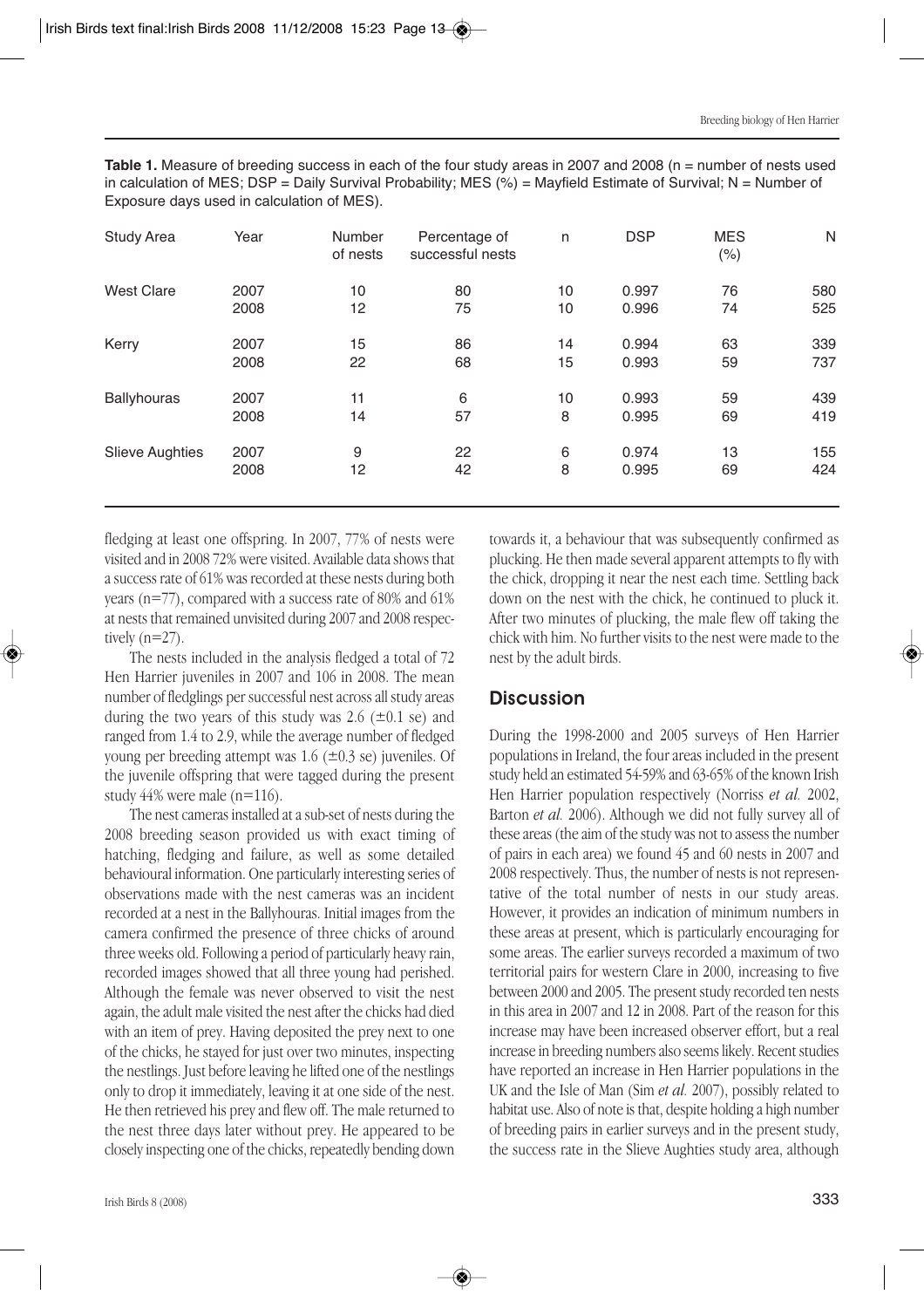**Table 1.** Measure of breeding success in each of the four study areas in 2007 and 2008 (n = number of nests used in calculation of MES; DSP = Daily Survival Probability; MES (%) = Mayfield Estimate of Survival; N = Number of Exposure days used in calculation of MES).

| Study Area | Year | Number of nests | Percentage of successful nests | n | DSP | MES (%) | N |
|---|---|---|---|---|---|---|---|
| West Clare | 2007 | 10 | 80 | 10 | 0.997 | 76 | 580 |
| | 2008 | 12 | 75 | 10 | 0.996 | 74 | 525 |
| Kerry | 2007 | 15 | 86 | 14 | 0.994 | 63 | 339 |
| | 2008 | 22 | 68 | 15 | 0.993 | 59 | 737 |
| Ballyhouras | 2007 | 11 | 6 | 10 | 0.993 | 59 | 439 |
| | 2008 | 14 | 57 | 8 | 0.995 | 69 | 419 |
| Slieve Aughties | 2007 | 9 | 22 | 6 | 0.974 | 13 | 155 |
| | 2008 | 12 | 42 | 8 | 0.995 | 69 | 424 |

fledging at least one offspring. In 2007, 77% of nests were visited and in 2008 72% were visited. Available data shows that a success rate of 61% was recorded at these nests during both years (n=77), compared with a success rate of 80% and 61% at nests that remained unvisited during 2007 and 2008 respectively (n=27).

The nests included in the analysis fledged a total of 72 Hen Harrier juveniles in 2007 and 106 in 2008. The mean number of fledglings per successful nest across all study areas during the two years of this study was 2.6 (±0.1 se) and ranged from 1.4 to 2.9, while the average number of fledged young per breeding attempt was 1.6 (±0.3 se) juveniles. Of the juvenile offspring that were tagged during the present study 44% were male (n=116).

The nest cameras installed at a sub-set of nests during the 2008 breeding season provided us with exact timing of hatching, fledging and failure, as well as some detailed behavioural information. One particularly interesting series of observations made with the nest cameras was an incident recorded at a nest in the Ballyhouras. Initial images from the camera confirmed the presence of three chicks of around three weeks old. Following a period of particularly heavy rain, recorded images showed that all three young had perished. Although the female was never observed to visit the nest again, the adult male visited the nest after the chicks had died with an item of prey. Having deposited the prey next to one of the chicks, he stayed for just over two minutes, inspecting the nestlings. Just before leaving he lifted one of the nestlings only to drop it immediately, leaving it at one side of the nest. He then retrieved his prey and flew off. The male returned to the nest three days later without prey. He appeared to be closely inspecting one of the chicks, repeatedly bending down towards it, a behaviour that was subsequently confirmed as plucking. He then made several apparent attempts to fly with the chick, dropping it near the nest each time. Settling back down on the nest with the chick, he continued to pluck it. After two minutes of plucking, the male flew off taking the chick with him. No further visits to the nest were made to the nest by the adult birds.

## Discussion

During the 1998-2000 and 2005 surveys of Hen Harrier populations in Ireland, the four areas included in the present study held an estimated 54-59% and 63-65% of the known Irish Hen Harrier population respectively (Norriss *et al.* 2002, Barton *et al.* 2006). Although we did not fully survey all of these areas (the aim of the study was not to assess the number of pairs in each area) we found 45 and 60 nests in 2007 and 2008 respectively. Thus, the number of nests is not representative of the total number of nests in our study areas. However, it provides an indication of minimum numbers in these areas at present, which is particularly encouraging for some areas. The earlier surveys recorded a maximum of two territorial pairs for western Clare in 2000, increasing to five between 2000 and 2005. The present study recorded ten nests in this area in 2007 and 12 in 2008. Part of the reason for this increase may have been increased observer effort, but a real increase in breeding numbers also seems likely. Recent studies have reported an increase in Hen Harrier populations in the UK and the Isle of Man (Sim *et al.* 2007), possibly related to habitat use. Also of note is that, despite holding a high number of breeding pairs in earlier surveys and in the present study, the success rate in the Slieve Aughties study area, although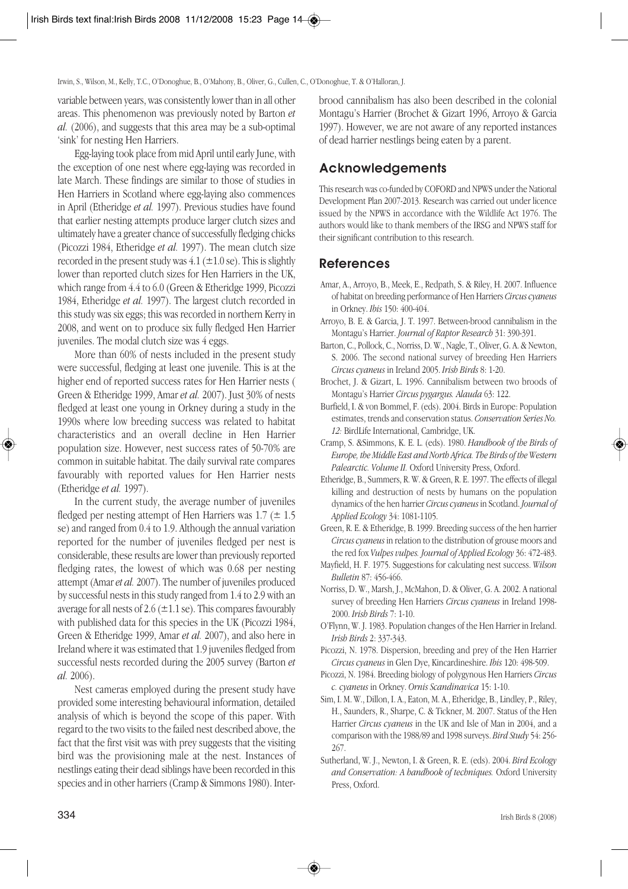variable between years, was consistently lower than in all other areas. This phenomenon was previously noted by Barton *et al.* (2006), and suggests that this area may be a sub-optimal 'sink' for nesting Hen Harriers.

Egg-laying took place from mid April until early June, with the exception of one nest where egg-laying was recorded in late March. These findings are similar to those of studies in Hen Harriers in Scotland where egg-laying also commences in April (Etheridge *et al.* 1997). Previous studies have found that earlier nesting attempts produce larger clutch sizes and ultimately have a greater chance of successfully fledging chicks (Picozzi 1984, Etheridge *et al.* 1997). The mean clutch size recorded in the present study was 4.1 ($\pm$1.0 se). This is slightly lower than reported clutch sizes for Hen Harriers in the UK, which range from 4.4 to 6.0 (Green & Etheridge 1999, Picozzi 1984, Etheridge *et al.* 1997). The largest clutch recorded in this study was six eggs; this was recorded in northern Kerry in 2008, and went on to produce six fully fledged Hen Harrier juveniles. The modal clutch size was 4 eggs.

More than 60% of nests included in the present study were successful, fledging at least one juvenile. This is at the higher end of reported success rates for Hen Harrier nests ( Green & Etheridge 1999, Amar *et al.* 2007). Just 30% of nests fledged at least one young in Orkney during a study in the 1990s where low breeding success was related to habitat characteristics and an overall decline in Hen Harrier population size. However, nest success rates of 50-70% are common in suitable habitat. The daily survival rate compares favourably with reported values for Hen Harrier nests (Etheridge *et al.* 1997).

In the current study, the average number of juveniles fledged per nesting attempt of Hen Harriers was 1.7 ($\pm$ 1.5 se) and ranged from 0.4 to 1.9. Although the annual variation reported for the number of juveniles fledged per nest is considerable, these results are lower than previously reported fledging rates, the lowest of which was 0.68 per nesting attempt (Amar *et al.* 2007). The number of juveniles produced by successful nests in this study ranged from 1.4 to 2.9 with an average for all nests of 2.6 ($\pm$1.1 se). This compares favourably with published data for this species in the UK (Picozzi 1984, Green & Etheridge 1999, Amar *et al.* 2007), and also here in Ireland where it was estimated that 1.9 juveniles fledged from successful nests recorded during the 2005 survey (Barton *et al.* 2006).

Nest cameras employed during the present study have provided some interesting behavioural information, detailed analysis of which is beyond the scope of this paper. With regard to the two visits to the failed nest described above, the fact that the first visit was with prey suggests that the visiting bird was the provisioning male at the nest. Instances of nestlings eating their dead siblings have been recorded in this species and in other harriers (Cramp & Simmons 1980). Inter-brood cannibalism has also been described in the colonial Montagu's Harrier (Brochet & Gizart 1996, Arroyo & Garcia 1997). However, we are not aware of any reported instances of dead harrier nestlings being eaten by a parent.

## Acknowledgements

This research was co-funded by COFORD and NPWS under the National Development Plan 2007-2013. Research was carried out under licence issued by the NPWS in accordance with the Wildlife Act 1976. The authors would like to thank members of the IRSG and NPWS staff for their significant contribution to this research.

## References

Amar, A., Arroyo, B., Meek, E., Redpath, S. & Riley, H. 2007. Influence of habitat on breeding performance of Hen Harriers *Circus cyaneus* in Orkney. *Ibis* 150: 400-404.

Arroyo, B. E. & Garcia, J. T. 1997. Between-brood cannibalism in the Montagu's Harrier. *Journal of Raptor Research* 31: 390-391.

Barton, C., Pollock, C., Norriss, D. W., Nagle, T., Oliver, G. A. & Newton, S. 2006. The second national survey of breeding Hen Harriers *Circus cyaneus* in Ireland 2005. *Irish Birds* 8: 1-20.

Brochet, J. & Gizart, L. 1996. Cannibalism between two broods of Montagu's Harrier *Circus pygargus*. *Alauda* 63: 122.

Burfield, I. & von Bommel, F. (eds). 2004. Birds in Europe: Population estimates, trends and conservation status. *Conservation Series No. 12:* BirdLife International, Cambridge, UK.

Cramp, S. &Simmons, K. E. L. (eds). 1980. *Handbook of the Birds of Europe, the Middle East and North Africa. The Birds of the Western Palearctic. Volume II.* Oxford University Press, Oxford.

Etheridge, B., Summers, R. W. & Green, R. E. 1997. The effects of illegal killing and destruction of nests by humans on the population dynamics of the hen harrier *Circus cyaneus* in Scotland. *Journal of Applied Ecology* 34: 1081-1105.

Green, R. E. & Etheridge, B. 1999. Breeding success of the hen harrier *Circus cyaneus* in relation to the distribution of grouse moors and the red fox *Vulpes vulpes*. *Journal of Applied Ecology* 36: 472-483.

Mayfield, H. F. 1975. Suggestions for calculating nest success. *Wilson Bulletin* 87: 456-466.

Norriss, D. W., Marsh, J., McMahon, D. & Oliver, G. A. 2002. A national survey of breeding Hen Harriers *Circus cyaneus* in Ireland 1998-2000. *Irish Birds* 7: 1-10.

O'Flynn, W. J. 1983. Population changes of the Hen Harrier in Ireland. *Irish Birds* 2: 337-343.

Picozzi, N. 1978. Dispersion, breeding and prey of the Hen Harrier *Circus cyaneus* in Glen Dye, Kincardineshire. *Ibis* 120: 498-509.

Picozzi, N. 1984. Breeding biology of polygynous Hen Harriers *Circus c. cyaneus* in Orkney. *Ornis Scandinavica* 15: 1-10.

Sim, I. M. W., Dillon, I. A., Eaton, M. A., Etheridge, B., Lindley, P., Riley, H., Saunders, R., Sharpe, C. & Tickner, M. 2007. Status of the Hen Harrier *Circus cyaneus* in the UK and Isle of Man in 2004, and a comparison with the 1988/89 and 1998 surveys. *Bird Study* 54: 256-267.

Sutherland, W. J., Newton, I. & Green, R. E. (eds). 2004. *Bird Ecology and Conservation: A handbook of techniques.* Oxford University Press, Oxford.